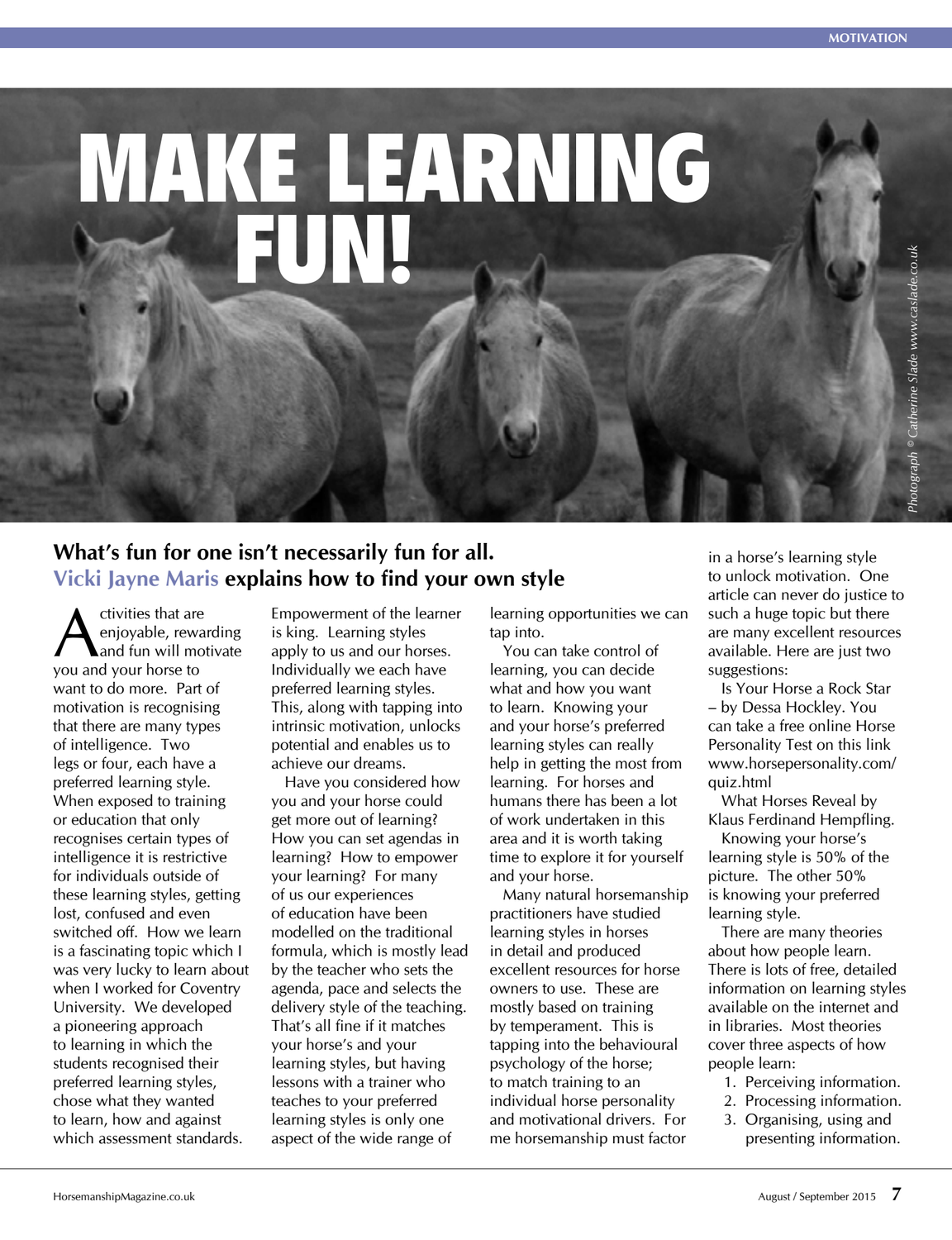# MAKE LEARNING FUN!

Photograph © Catherine Slade www.caslade.co.uk

**What's fun for one isn't necessarily fun for all. Vicki Jayne Maris explains how to find your own style**

Activities that are enjoyable, rewarding and fun will motivate you and your horse to want to do more. Part of motivation is recognising that there are many types of intelligence. Two legs or four, each have a preferred learning style. When exposed to training or education that only recognises certain types of intelligence it is restrictive for individuals outside of these learning styles, getting lost, confused and even switched off. How we learn is a fascinating topic which I was very lucky to learn about when I worked for Coventry University. We developed a pioneering approach to learning in which the students recognised their preferred learning styles, chose what they wanted to learn, how and against which assessment standards. Empowerment of the learner is king. Learning styles apply to us and our horses. Individually we each have preferred learning styles. This, along with tapping into intrinsic motivation, unlocks potential and enables us to achieve our dreams.

Have you considered how you and your horse could get more out of learning? How you can set agendas in learning? How to empower your learning? For many of us our experiences of education have been modelled on the traditional formula, which is mostly lead by the teacher who sets the agenda, pace and selects the delivery style of the teaching. That's all fine if it matches your horse's and your learning styles, but having lessons with a trainer who teaches to your preferred learning styles is only one aspect of the wide range of learning opportunities we can tap into.

You can take control of learning, you can decide what and how you want to learn. Knowing your and your horse's preferred learning styles can really help in getting the most from learning. For horses and humans there has been a lot of work undertaken in this area and it is worth taking time to explore it for yourself and your horse.

Many natural horsemanship practitioners have studied learning styles in horses in detail and produced excellent resources for horse owners to use. These are mostly based on training by temperament. This is tapping into the behavioural psychology of the horse; to match training to an individual horse personality and motivational drivers. For me horsemanship must factor in a horse's learning style to unlock motivation. One article can never do justice to such a huge topic but there are many excellent resources available. Here are just two suggestions:

Is Your Horse a Rock Star – by Dessa Hockley. You can take a free online Horse Personality Test on this link www.horsepersonality.com/quiz.html

What Horses Reveal by Klaus Ferdinand Hempfling.

Knowing your horse's learning style is 50% of the picture. The other 50% is knowing your preferred learning style.

There are many theories about how people learn. There is lots of free, detailed information on learning styles available on the internet and in libraries. Most theories cover three aspects of how people learn:

1. Perceiving information.
2. Processing information.
3. Organising, using and presenting information.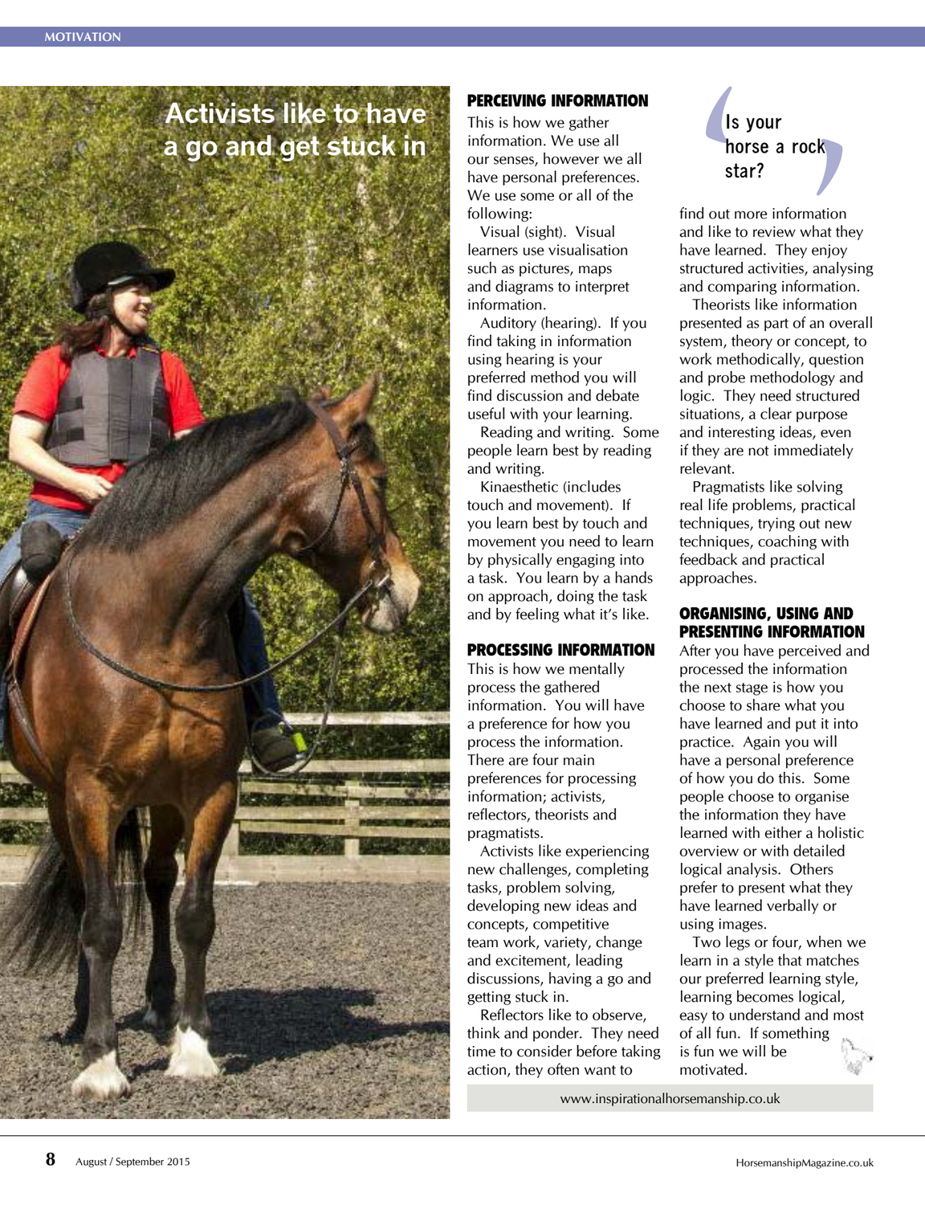Activists like to have a go and get stuck in

## PERCEIVING INFORMATION

This is how we gather information. We use all our senses, however we all have personal preferences. We use some or all of the following:

Visual (sight). Visual learners use visualisation such as pictures, maps and diagrams to interpret information.

Auditory (hearing). If you find taking in information using hearing is your preferred method you will find discussion and debate useful with your learning.

Reading and writing. Some people learn best by reading and writing.

Kinaesthetic (includes touch and movement). If you learn best by touch and movement you need to learn by physically engaging into a task. You learn by a hands on approach, doing the task and by feeling what it's like.

## PROCESSING INFORMATION

This is how we mentally process the gathered information. You will have a preference for how you process the information. There are four main preferences for processing information; activists, reflectors, theorists and pragmatists.

Activists like experiencing new challenges, completing tasks, problem solving, developing new ideas and concepts, competitive team work, variety, change and excitement, leading discussions, having a go and getting stuck in.

Reflectors like to observe, think and ponder. They need time to consider before taking action, they often want to find out more information and like to review what they have learned. They enjoy structured activities, analysing and comparing information.

Theorists like information presented as part of an overall system, theory or concept, to work methodically, question and probe methodology and logic. They need structured situations, a clear purpose and interesting ideas, even if they are not immediately relevant.

Pragmatists like solving real life problems, practical techniques, trying out new techniques, coaching with feedback and practical approaches.

> Is your horse a rock star?

## ORGANISING, USING AND PRESENTING INFORMATION

After you have perceived and processed the information the next stage is how you choose to share what you have learned and put it into practice. Again you will have a personal preference of how you do this. Some people choose to organise the information they have learned with either a holistic overview or with detailed logical analysis. Others prefer to present what they have learned verbally or using images.

Two legs or four, when we learn in a style that matches our preferred learning style, learning becomes logical, easy to understand and most of all fun. If something is fun we will be motivated.

www.inspirationalhorsemanship.co.uk